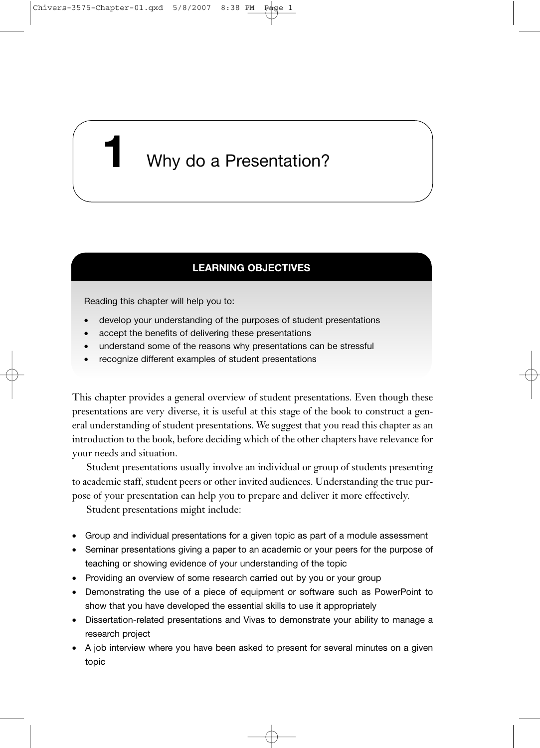# 1 Why do a Presentation?

**LEARNING OBJECTIVES**

Reading this chapter will help you to:

- develop your understanding of the purposes of student presentations
- accept the benefits of delivering these presentations
- understand some of the reasons why presentations can be stressful
- recognize different examples of student presentations

This chapter provides a general overview of student presentations. Even though these presentations are very diverse, it is useful at this stage of the book to construct a general understanding of student presentations. We suggest that you read this chapter as an introduction to the book, before deciding which of the other chapters have relevance for your needs and situation.

Student presentations usually involve an individual or group of students presenting to academic staff, student peers or other invited audiences. Understanding the true purpose of your presentation can help you to prepare and deliver it more effectively.

Student presentations might include:

- Group and individual presentations for a given topic as part of a module assessment
- Seminar presentations giving a paper to an academic or your peers for the purpose of teaching or showing evidence of your understanding of the topic
- Providing an overview of some research carried out by you or your group
- Demonstrating the use of a piece of equipment or software such as PowerPoint to show that you have developed the essential skills to use it appropriately
- Dissertation-related presentations and Vivas to demonstrate your ability to manage a research project
- A job interview where you have been asked to present for several minutes on a given topic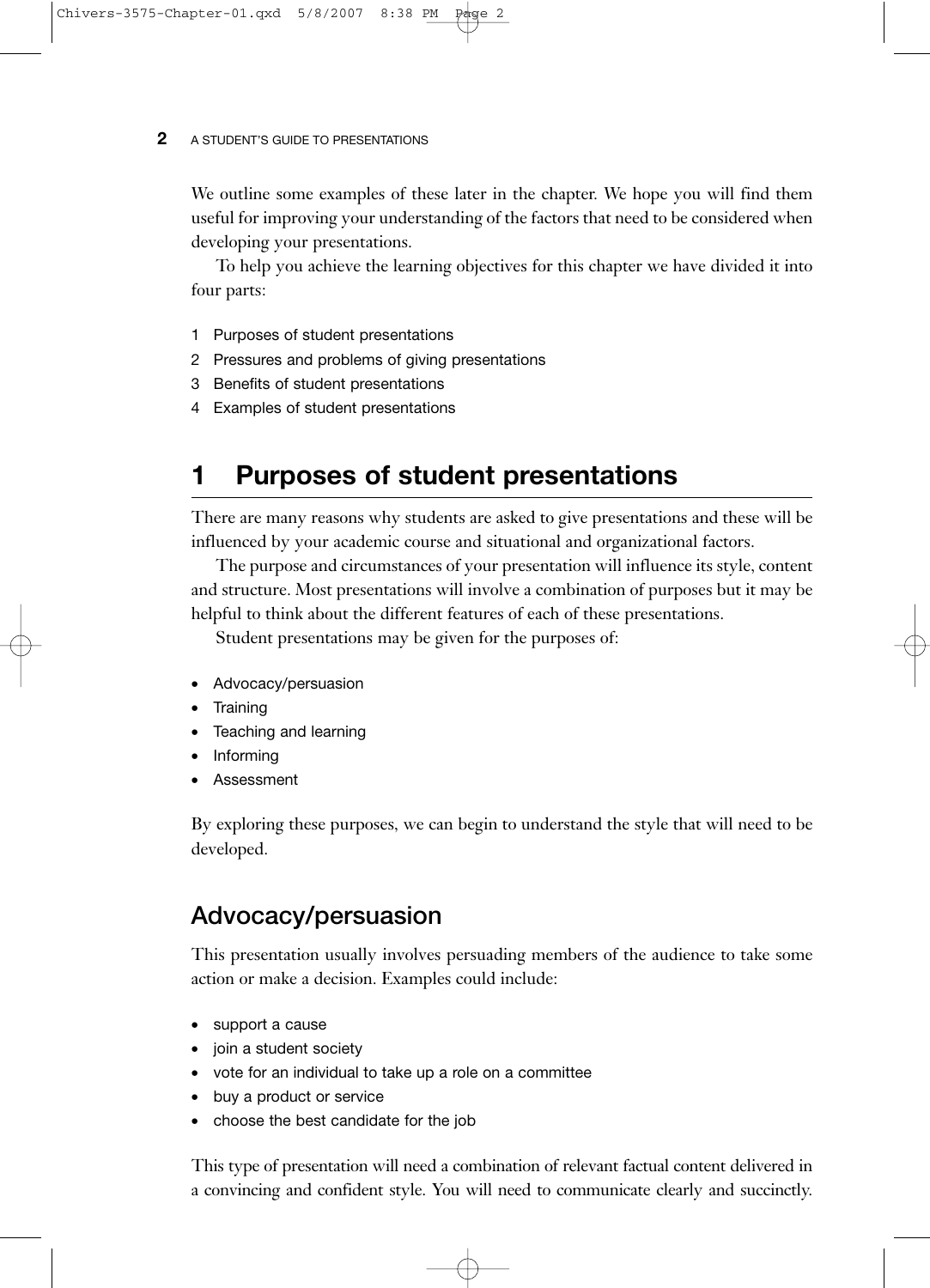We outline some examples of these later in the chapter. We hope you will find them useful for improving your understanding of the factors that need to be considered when developing your presentations.

To help you achieve the learning objectives for this chapter we have divided it into four parts:

1 Purposes of student presentations
2 Pressures and problems of giving presentations
3 Benefits of student presentations
4 Examples of student presentations

## 1 Purposes of student presentations

There are many reasons why students are asked to give presentations and these will be influenced by your academic course and situational and organizational factors.

The purpose and circumstances of your presentation will influence its style, content and structure. Most presentations will involve a combination of purposes but it may be helpful to think about the different features of each of these presentations.

Student presentations may be given for the purposes of:

- Advocacy/persuasion
- Training
- Teaching and learning
- Informing
- Assessment

By exploring these purposes, we can begin to understand the style that will need to be developed.

### Advocacy/persuasion

This presentation usually involves persuading members of the audience to take some action or make a decision. Examples could include:

- support a cause
- join a student society
- vote for an individual to take up a role on a committee
- buy a product or service
- choose the best candidate for the job

This type of presentation will need a combination of relevant factual content delivered in a convincing and confident style. You will need to communicate clearly and succinctly.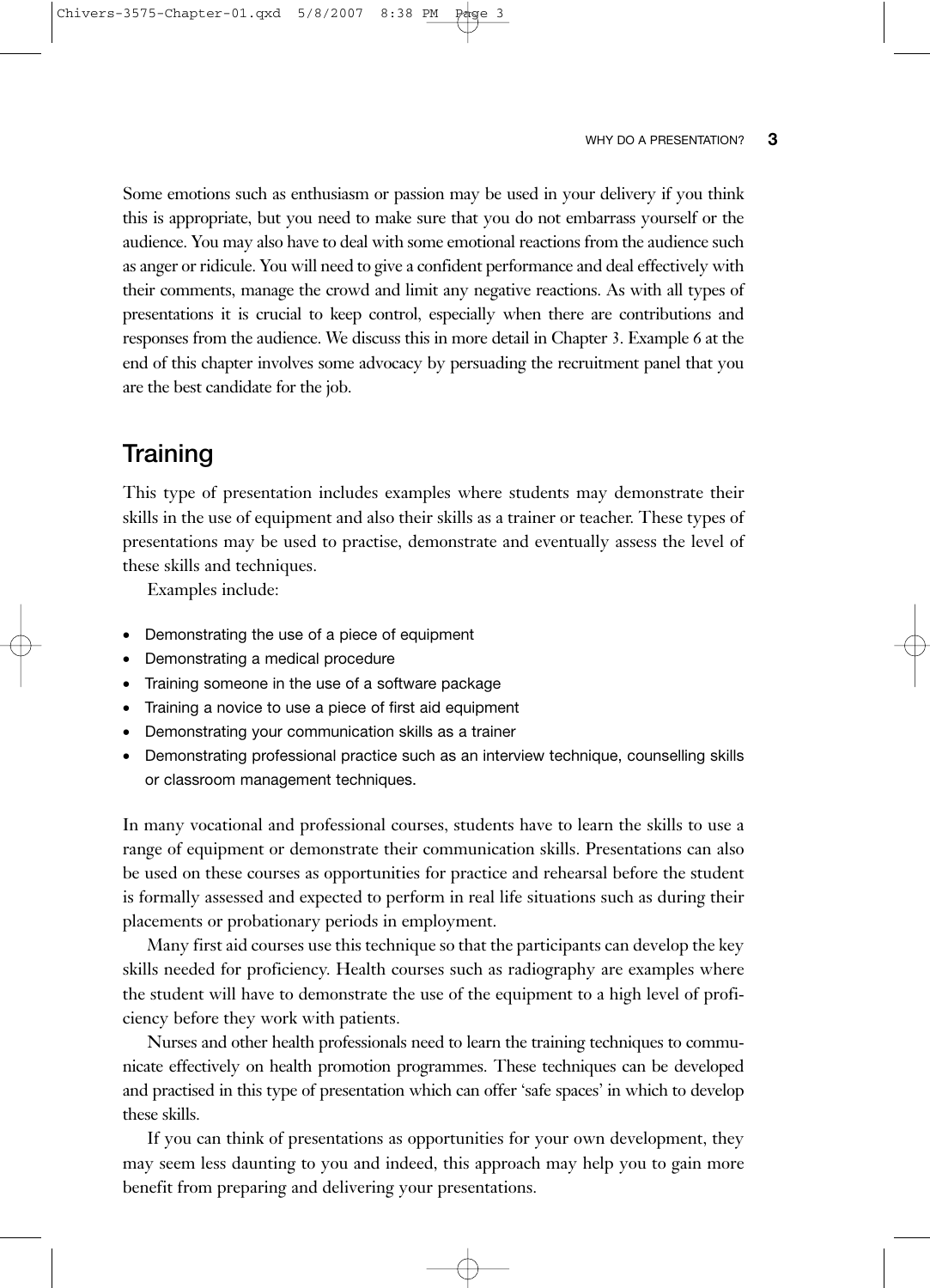Some emotions such as enthusiasm or passion may be used in your delivery if you think this is appropriate, but you need to make sure that you do not embarrass yourself or the audience. You may also have to deal with some emotional reactions from the audience such as anger or ridicule. You will need to give a confident performance and deal effectively with their comments, manage the crowd and limit any negative reactions. As with all types of presentations it is crucial to keep control, especially when there are contributions and responses from the audience. We discuss this in more detail in Chapter 3. Example 6 at the end of this chapter involves some advocacy by persuading the recruitment panel that you are the best candidate for the job.

## Training

This type of presentation includes examples where students may demonstrate their skills in the use of equipment and also their skills as a trainer or teacher. These types of presentations may be used to practise, demonstrate and eventually assess the level of these skills and techniques.

Examples include:

- Demonstrating the use of a piece of equipment
- Demonstrating a medical procedure
- Training someone in the use of a software package
- Training a novice to use a piece of first aid equipment
- Demonstrating your communication skills as a trainer
- Demonstrating professional practice such as an interview technique, counselling skills or classroom management techniques.

In many vocational and professional courses, students have to learn the skills to use a range of equipment or demonstrate their communication skills. Presentations can also be used on these courses as opportunities for practice and rehearsal before the student is formally assessed and expected to perform in real life situations such as during their placements or probationary periods in employment.

Many first aid courses use this technique so that the participants can develop the key skills needed for proficiency. Health courses such as radiography are examples where the student will have to demonstrate the use of the equipment to a high level of proficiency before they work with patients.

Nurses and other health professionals need to learn the training techniques to communicate effectively on health promotion programmes. These techniques can be developed and practised in this type of presentation which can offer 'safe spaces' in which to develop these skills.

If you can think of presentations as opportunities for your own development, they may seem less daunting to you and indeed, this approach may help you to gain more benefit from preparing and delivering your presentations.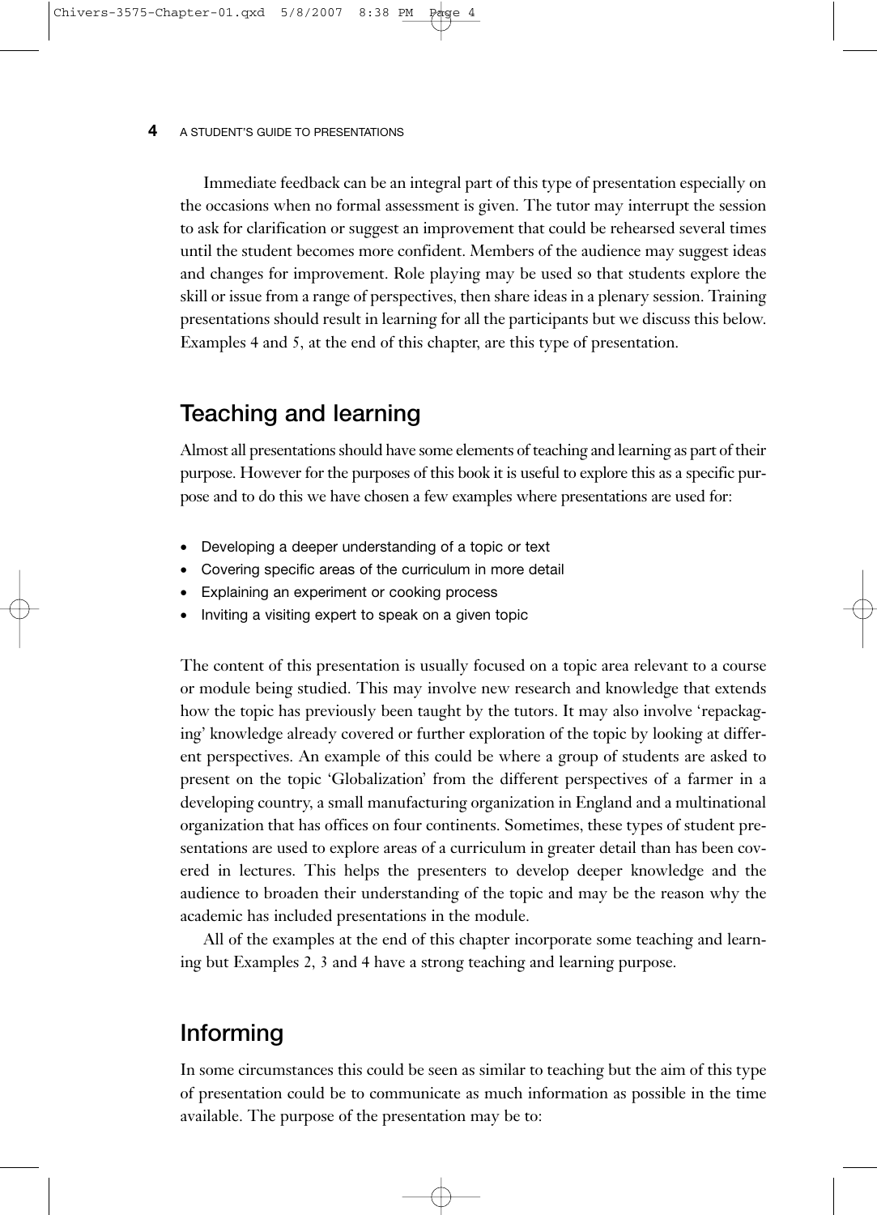Immediate feedback can be an integral part of this type of presentation especially on the occasions when no formal assessment is given. The tutor may interrupt the session to ask for clarification or suggest an improvement that could be rehearsed several times until the student becomes more confident. Members of the audience may suggest ideas and changes for improvement. Role playing may be used so that students explore the skill or issue from a range of perspectives, then share ideas in a plenary session. Training presentations should result in learning for all the participants but we discuss this below. Examples 4 and 5, at the end of this chapter, are this type of presentation.

## Teaching and learning

Almost all presentations should have some elements of teaching and learning as part of their purpose. However for the purposes of this book it is useful to explore this as a specific purpose and to do this we have chosen a few examples where presentations are used for:

- Developing a deeper understanding of a topic or text
- Covering specific areas of the curriculum in more detail
- Explaining an experiment or cooking process
- Inviting a visiting expert to speak on a given topic

The content of this presentation is usually focused on a topic area relevant to a course or module being studied. This may involve new research and knowledge that extends how the topic has previously been taught by the tutors. It may also involve 'repackaging' knowledge already covered or further exploration of the topic by looking at different perspectives. An example of this could be where a group of students are asked to present on the topic 'Globalization' from the different perspectives of a farmer in a developing country, a small manufacturing organization in England and a multinational organization that has offices on four continents. Sometimes, these types of student presentations are used to explore areas of a curriculum in greater detail than has been covered in lectures. This helps the presenters to develop deeper knowledge and the audience to broaden their understanding of the topic and may be the reason why the academic has included presentations in the module.

All of the examples at the end of this chapter incorporate some teaching and learning but Examples 2, 3 and 4 have a strong teaching and learning purpose.

## Informing

In some circumstances this could be seen as similar to teaching but the aim of this type of presentation could be to communicate as much information as possible in the time available. The purpose of the presentation may be to: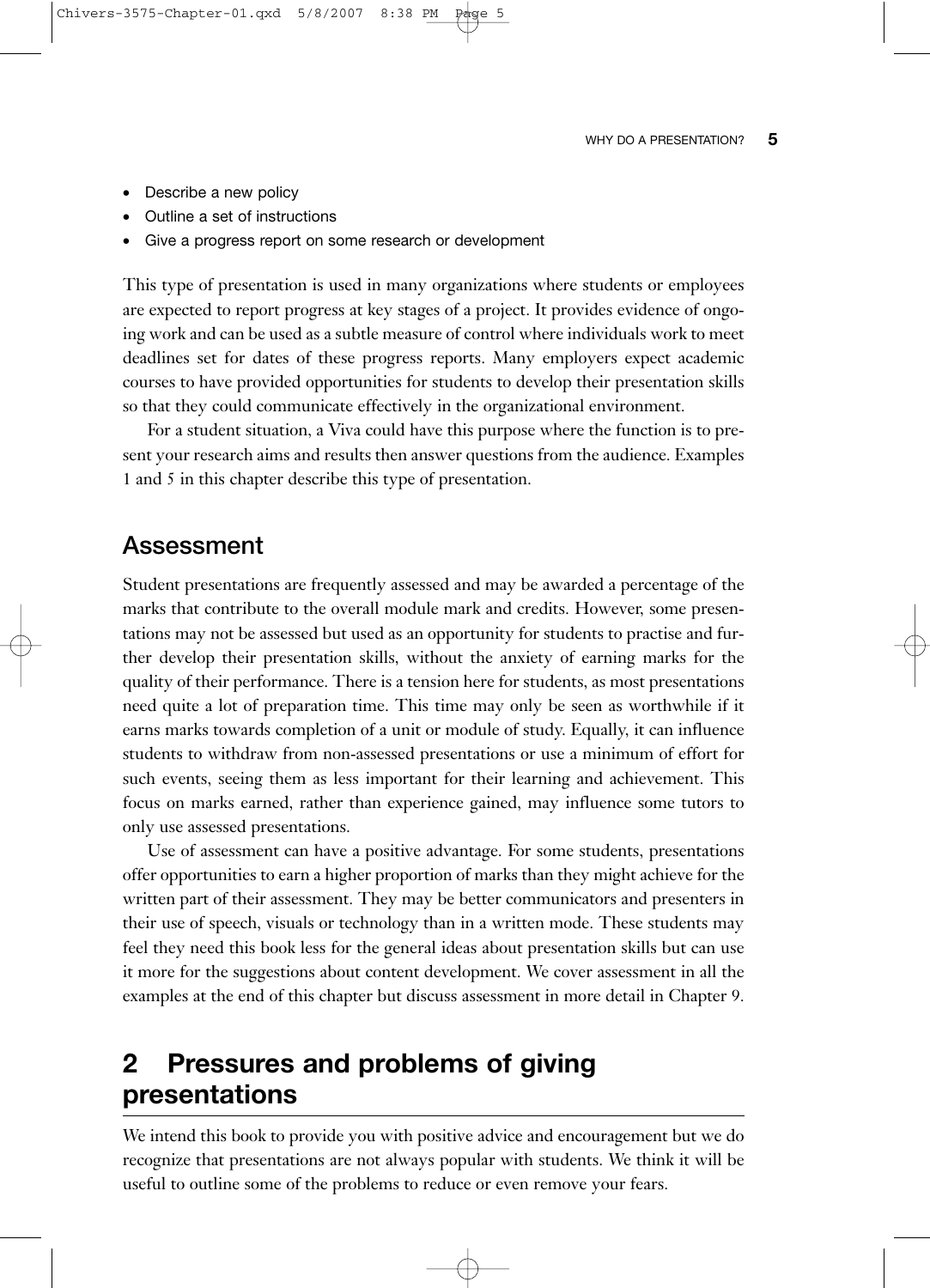- Describe a new policy
- Outline a set of instructions
- Give a progress report on some research or development

This type of presentation is used in many organizations where students or employees are expected to report progress at key stages of a project. It provides evidence of ongoing work and can be used as a subtle measure of control where individuals work to meet deadlines set for dates of these progress reports. Many employers expect academic courses to have provided opportunities for students to develop their presentation skills so that they could communicate effectively in the organizational environment.

For a student situation, a Viva could have this purpose where the function is to present your research aims and results then answer questions from the audience. Examples 1 and 5 in this chapter describe this type of presentation.

### Assessment

Student presentations are frequently assessed and may be awarded a percentage of the marks that contribute to the overall module mark and credits. However, some presentations may not be assessed but used as an opportunity for students to practise and further develop their presentation skills, without the anxiety of earning marks for the quality of their performance. There is a tension here for students, as most presentations need quite a lot of preparation time. This time may only be seen as worthwhile if it earns marks towards completion of a unit or module of study. Equally, it can influence students to withdraw from non-assessed presentations or use a minimum of effort for such events, seeing them as less important for their learning and achievement. This focus on marks earned, rather than experience gained, may influence some tutors to only use assessed presentations.

Use of assessment can have a positive advantage. For some students, presentations offer opportunities to earn a higher proportion of marks than they might achieve for the written part of their assessment. They may be better communicators and presenters in their use of speech, visuals or technology than in a written mode. These students may feel they need this book less for the general ideas about presentation skills but can use it more for the suggestions about content development. We cover assessment in all the examples at the end of this chapter but discuss assessment in more detail in Chapter 9.

## 2 Pressures and problems of giving presentations

We intend this book to provide you with positive advice and encouragement but we do recognize that presentations are not always popular with students. We think it will be useful to outline some of the problems to reduce or even remove your fears.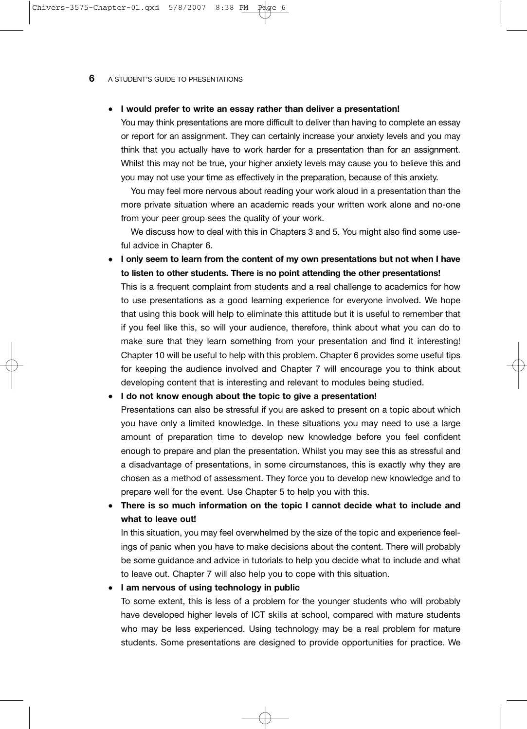- **I would prefer to write an essay rather than deliver a presentation!**
  You may think presentations are more difficult to deliver than having to complete an essay or report for an assignment. They can certainly increase your anxiety levels and you may think that you actually have to work harder for a presentation than for an assignment. Whilst this may not be true, your higher anxiety levels may cause you to believe this and you may not use your time as effectively in the preparation, because of this anxiety.

  You may feel more nervous about reading your work aloud in a presentation than the more private situation where an academic reads your written work alone and no-one from your peer group sees the quality of your work.

  We discuss how to deal with this in Chapters 3 and 5. You might also find some useful advice in Chapter 6.

- **I only seem to learn from the content of my own presentations but not when I have to listen to other students. There is no point attending the other presentations!**
  This is a frequent complaint from students and a real challenge to academics for how to use presentations as a good learning experience for everyone involved. We hope that using this book will help to eliminate this attitude but it is useful to remember that if you feel like this, so will your audience, therefore, think about what you can do to make sure that they learn something from your presentation and find it interesting! Chapter 10 will be useful to help with this problem. Chapter 6 provides some useful tips for keeping the audience involved and Chapter 7 will encourage you to think about developing content that is interesting and relevant to modules being studied.

- **I do not know enough about the topic to give a presentation!**
  Presentations can also be stressful if you are asked to present on a topic about which you have only a limited knowledge. In these situations you may need to use a large amount of preparation time to develop new knowledge before you feel confident enough to prepare and plan the presentation. Whilst you may see this as stressful and a disadvantage of presentations, in some circumstances, this is exactly why they are chosen as a method of assessment. They force you to develop new knowledge and to prepare well for the event. Use Chapter 5 to help you with this.

- **There is so much information on the topic I cannot decide what to include and what to leave out!**
  In this situation, you may feel overwhelmed by the size of the topic and experience feelings of panic when you have to make decisions about the content. There will probably be some guidance and advice in tutorials to help you decide what to include and what to leave out. Chapter 7 will also help you to cope with this situation.

- **I am nervous of using technology in public**
  To some extent, this is less of a problem for the younger students who will probably have developed higher levels of ICT skills at school, compared with mature students who may be less experienced. Using technology may be a real problem for mature students. Some presentations are designed to provide opportunities for practice. We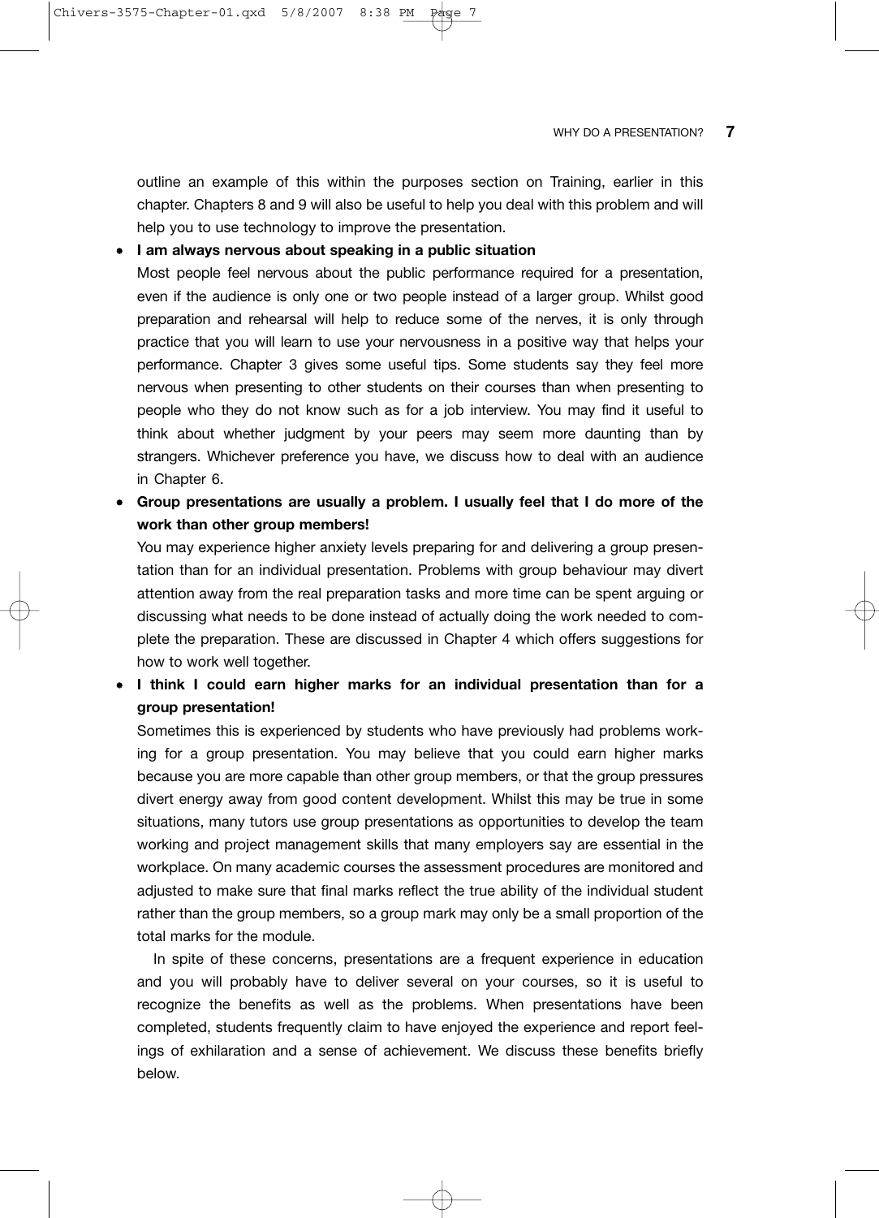outline an example of this within the purposes section on Training, earlier in this chapter. Chapters 8 and 9 will also be useful to help you deal with this problem and will help you to use technology to improve the presentation.

- **I am always nervous about speaking in a public situation**

  Most people feel nervous about the public performance required for a presentation, even if the audience is only one or two people instead of a larger group. Whilst good preparation and rehearsal will help to reduce some of the nerves, it is only through practice that you will learn to use your nervousness in a positive way that helps your performance. Chapter 3 gives some useful tips. Some students say they feel more nervous when presenting to other students on their courses than when presenting to people who they do not know such as for a job interview. You may find it useful to think about whether judgment by your peers may seem more daunting than by strangers. Whichever preference you have, we discuss how to deal with an audience in Chapter 6.

- **Group presentations are usually a problem. I usually feel that I do more of the work than other group members!**

  You may experience higher anxiety levels preparing for and delivering a group presentation than for an individual presentation. Problems with group behaviour may divert attention away from the real preparation tasks and more time can be spent arguing or discussing what needs to be done instead of actually doing the work needed to complete the preparation. These are discussed in Chapter 4 which offers suggestions for how to work well together.

- **I think I could earn higher marks for an individual presentation than for a group presentation!**

  Sometimes this is experienced by students who have previously had problems working for a group presentation. You may believe that you could earn higher marks because you are more capable than other group members, or that the group pressures divert energy away from good content development. Whilst this may be true in some situations, many tutors use group presentations as opportunities to develop the team working and project management skills that many employers say are essential in the workplace. On many academic courses the assessment procedures are monitored and adjusted to make sure that final marks reflect the true ability of the individual student rather than the group members, so a group mark may only be a small proportion of the total marks for the module.

In spite of these concerns, presentations are a frequent experience in education and you will probably have to deliver several on your courses, so it is useful to recognize the benefits as well as the problems. When presentations have been completed, students frequently claim to have enjoyed the experience and report feelings of exhilaration and a sense of achievement. We discuss these benefits briefly below.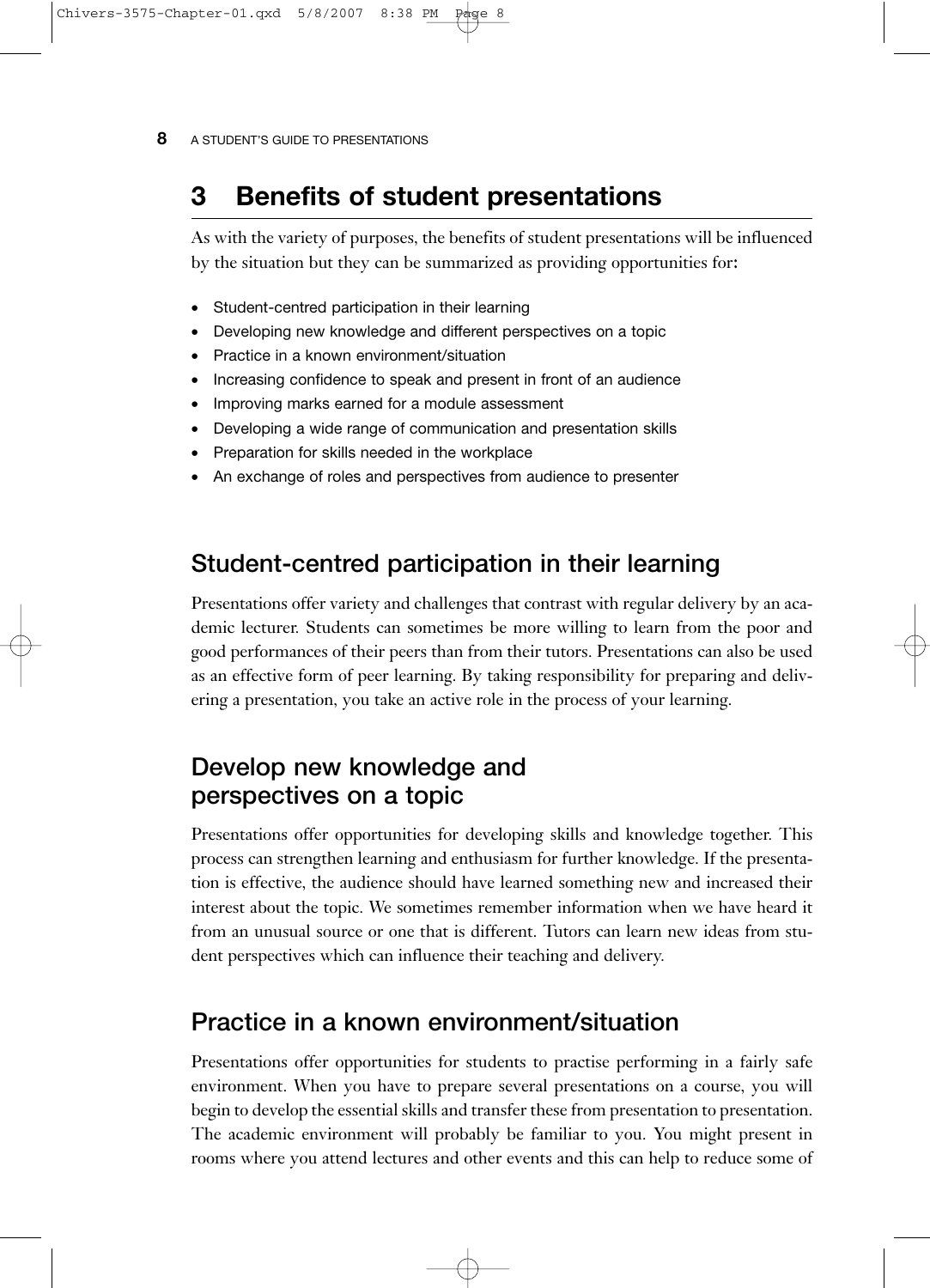## 3 Benefits of student presentations

As with the variety of purposes, the benefits of student presentations will be influenced by the situation but they can be summarized as providing opportunities for:

- Student-centred participation in their learning
- Developing new knowledge and different perspectives on a topic
- Practice in a known environment/situation
- Increasing confidence to speak and present in front of an audience
- Improving marks earned for a module assessment
- Developing a wide range of communication and presentation skills
- Preparation for skills needed in the workplace
- An exchange of roles and perspectives from audience to presenter

### Student-centred participation in their learning

Presentations offer variety and challenges that contrast with regular delivery by an academic lecturer. Students can sometimes be more willing to learn from the poor and good performances of their peers than from their tutors. Presentations can also be used as an effective form of peer learning. By taking responsibility for preparing and delivering a presentation, you take an active role in the process of your learning.

### Develop new knowledge and perspectives on a topic

Presentations offer opportunities for developing skills and knowledge together. This process can strengthen learning and enthusiasm for further knowledge. If the presentation is effective, the audience should have learned something new and increased their interest about the topic. We sometimes remember information when we have heard it from an unusual source or one that is different. Tutors can learn new ideas from student perspectives which can influence their teaching and delivery.

### Practice in a known environment/situation

Presentations offer opportunities for students to practise performing in a fairly safe environment. When you have to prepare several presentations on a course, you will begin to develop the essential skills and transfer these from presentation to presentation. The academic environment will probably be familiar to you. You might present in rooms where you attend lectures and other events and this can help to reduce some of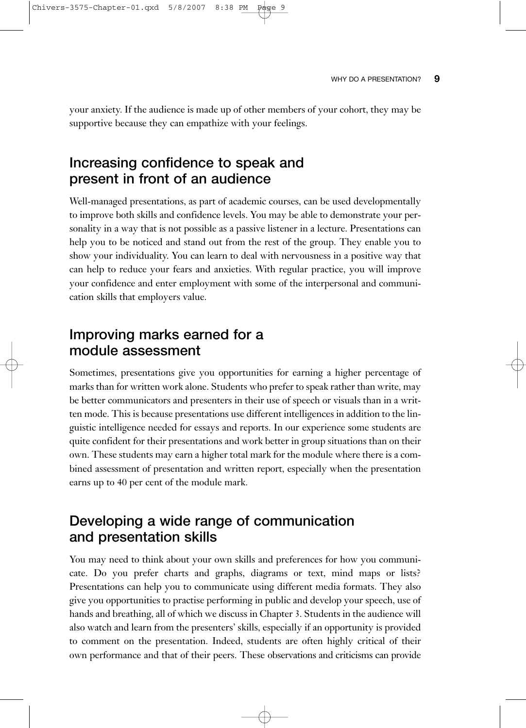your anxiety. If the audience is made up of other members of your cohort, they may be supportive because they can empathize with your feelings.

## Increasing confidence to speak and present in front of an audience

Well-managed presentations, as part of academic courses, can be used developmentally to improve both skills and confidence levels. You may be able to demonstrate your personality in a way that is not possible as a passive listener in a lecture. Presentations can help you to be noticed and stand out from the rest of the group. They enable you to show your individuality. You can learn to deal with nervousness in a positive way that can help to reduce your fears and anxieties. With regular practice, you will improve your confidence and enter employment with some of the interpersonal and communication skills that employers value.

## Improving marks earned for a module assessment

Sometimes, presentations give you opportunities for earning a higher percentage of marks than for written work alone. Students who prefer to speak rather than write, may be better communicators and presenters in their use of speech or visuals than in a written mode. This is because presentations use different intelligences in addition to the linguistic intelligence needed for essays and reports. In our experience some students are quite confident for their presentations and work better in group situations than on their own. These students may earn a higher total mark for the module where there is a combined assessment of presentation and written report, especially when the presentation earns up to 40 per cent of the module mark.

## Developing a wide range of communication and presentation skills

You may need to think about your own skills and preferences for how you communicate. Do you prefer charts and graphs, diagrams or text, mind maps or lists? Presentations can help you to communicate using different media formats. They also give you opportunities to practise performing in public and develop your speech, use of hands and breathing, all of which we discuss in Chapter 3. Students in the audience will also watch and learn from the presenters' skills, especially if an opportunity is provided to comment on the presentation. Indeed, students are often highly critical of their own performance and that of their peers. These observations and criticisms can provide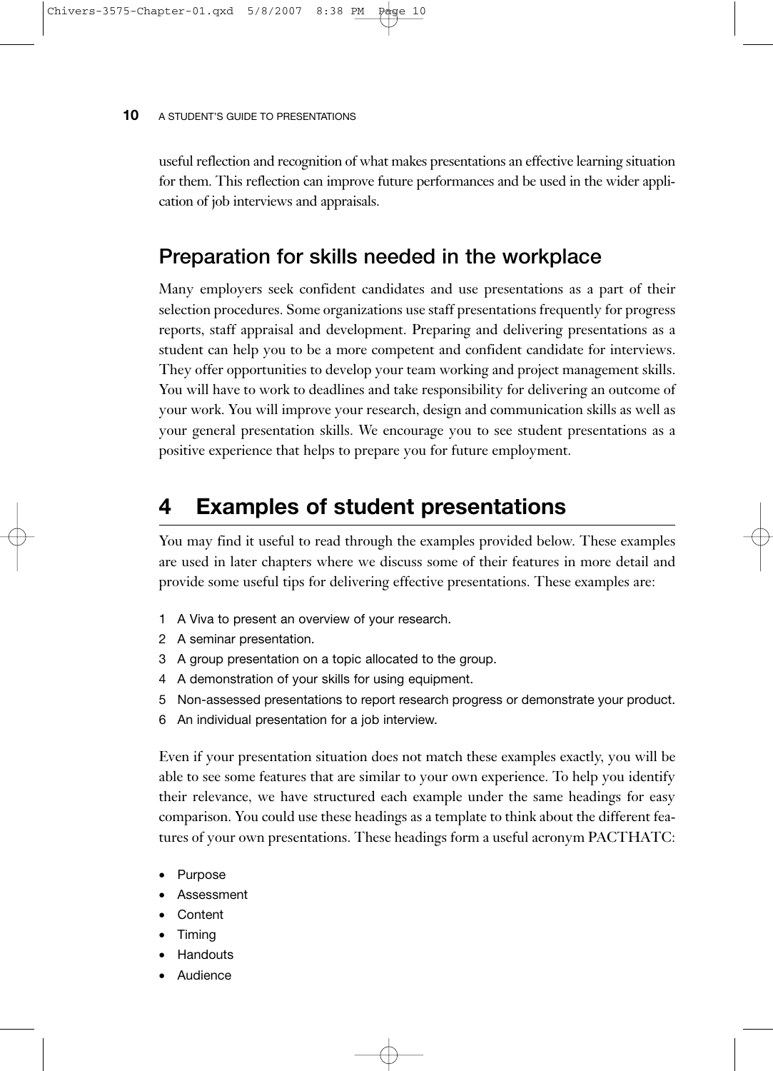useful reflection and recognition of what makes presentations an effective learning situation for them. This reflection can improve future performances and be used in the wider application of job interviews and appraisals.

## Preparation for skills needed in the workplace

Many employers seek confident candidates and use presentations as a part of their selection procedures. Some organizations use staff presentations frequently for progress reports, staff appraisal and development. Preparing and delivering presentations as a student can help you to be a more competent and confident candidate for interviews. They offer opportunities to develop your team working and project management skills. You will have to work to deadlines and take responsibility for delivering an outcome of your work. You will improve your research, design and communication skills as well as your general presentation skills. We encourage you to see student presentations as a positive experience that helps to prepare you for future employment.

# 4 Examples of student presentations

You may find it useful to read through the examples provided below. These examples are used in later chapters where we discuss some of their features in more detail and provide some useful tips for delivering effective presentations. These examples are:

1. A Viva to present an overview of your research.
2. A seminar presentation.
3. A group presentation on a topic allocated to the group.
4. A demonstration of your skills for using equipment.
5. Non-assessed presentations to report research progress or demonstrate your product.
6. An individual presentation for a job interview.

Even if your presentation situation does not match these examples exactly, you will be able to see some features that are similar to your own experience. To help you identify their relevance, we have structured each example under the same headings for easy comparison. You could use these headings as a template to think about the different features of your own presentations. These headings form a useful acronym PACTHATC:

- Purpose
- Assessment
- Content
- Timing
- Handouts
- Audience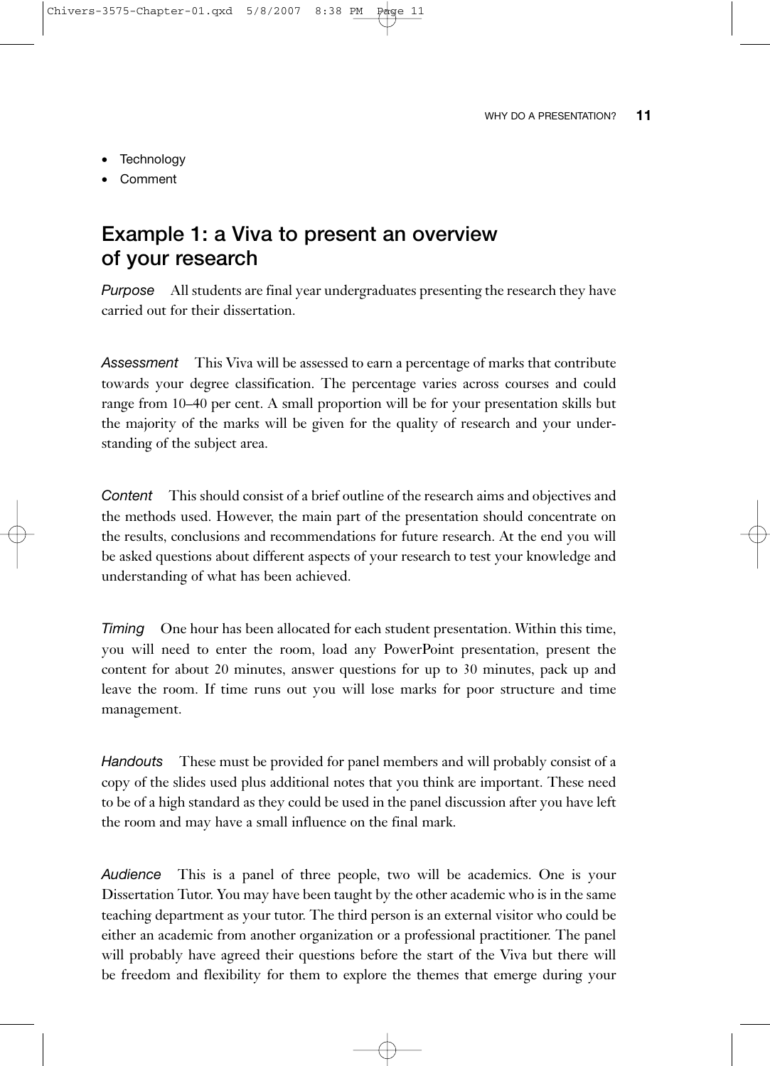- Technology
- Comment

## Example 1: a Viva to present an overview of your research

*Purpose* All students are final year undergraduates presenting the research they have carried out for their dissertation.

*Assessment* This Viva will be assessed to earn a percentage of marks that contribute towards your degree classification. The percentage varies across courses and could range from 10–40 per cent. A small proportion will be for your presentation skills but the majority of the marks will be given for the quality of research and your understanding of the subject area.

*Content* This should consist of a brief outline of the research aims and objectives and the methods used. However, the main part of the presentation should concentrate on the results, conclusions and recommendations for future research. At the end you will be asked questions about different aspects of your research to test your knowledge and understanding of what has been achieved.

*Timing* One hour has been allocated for each student presentation. Within this time, you will need to enter the room, load any PowerPoint presentation, present the content for about 20 minutes, answer questions for up to 30 minutes, pack up and leave the room. If time runs out you will lose marks for poor structure and time management.

*Handouts* These must be provided for panel members and will probably consist of a copy of the slides used plus additional notes that you think are important. These need to be of a high standard as they could be used in the panel discussion after you have left the room and may have a small influence on the final mark.

*Audience* This is a panel of three people, two will be academics. One is your Dissertation Tutor. You may have been taught by the other academic who is in the same teaching department as your tutor. The third person is an external visitor who could be either an academic from another organization or a professional practitioner. The panel will probably have agreed their questions before the start of the Viva but there will be freedom and flexibility for them to explore the themes that emerge during your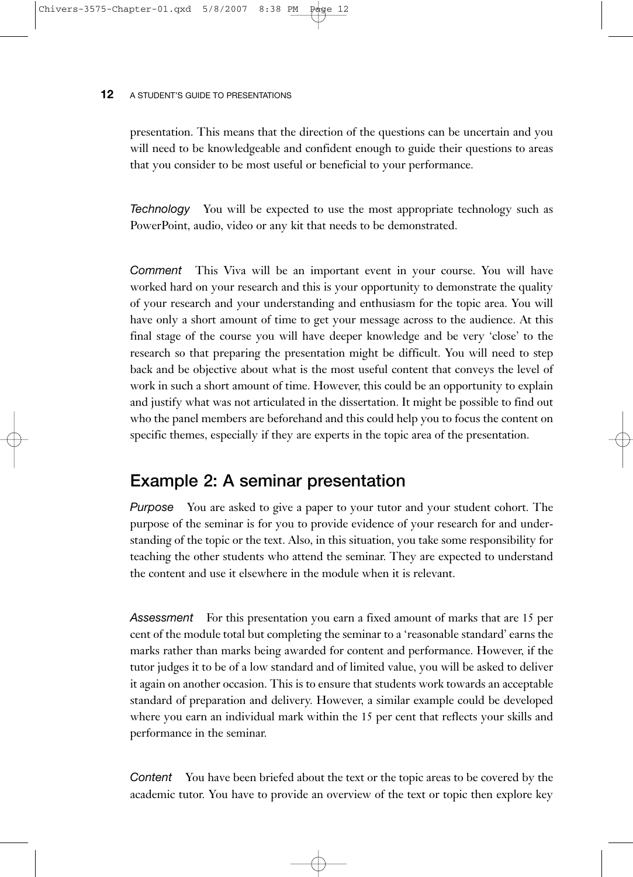presentation. This means that the direction of the questions can be uncertain and you will need to be knowledgeable and confident enough to guide their questions to areas that you consider to be most useful or beneficial to your performance.

*Technology* You will be expected to use the most appropriate technology such as PowerPoint, audio, video or any kit that needs to be demonstrated.

*Comment* This Viva will be an important event in your course. You will have worked hard on your research and this is your opportunity to demonstrate the quality of your research and your understanding and enthusiasm for the topic area. You will have only a short amount of time to get your message across to the audience. At this final stage of the course you will have deeper knowledge and be very 'close' to the research so that preparing the presentation might be difficult. You will need to step back and be objective about what is the most useful content that conveys the level of work in such a short amount of time. However, this could be an opportunity to explain and justify what was not articulated in the dissertation. It might be possible to find out who the panel members are beforehand and this could help you to focus the content on specific themes, especially if they are experts in the topic area of the presentation.

## Example 2: A seminar presentation

*Purpose* You are asked to give a paper to your tutor and your student cohort. The purpose of the seminar is for you to provide evidence of your research for and understanding of the topic or the text. Also, in this situation, you take some responsibility for teaching the other students who attend the seminar. They are expected to understand the content and use it elsewhere in the module when it is relevant.

*Assessment* For this presentation you earn a fixed amount of marks that are 15 per cent of the module total but completing the seminar to a 'reasonable standard' earns the marks rather than marks being awarded for content and performance. However, if the tutor judges it to be of a low standard and of limited value, you will be asked to deliver it again on another occasion. This is to ensure that students work towards an acceptable standard of preparation and delivery. However, a similar example could be developed where you earn an individual mark within the 15 per cent that reflects your skills and performance in the seminar.

*Content* You have been briefed about the text or the topic areas to be covered by the academic tutor. You have to provide an overview of the text or topic then explore key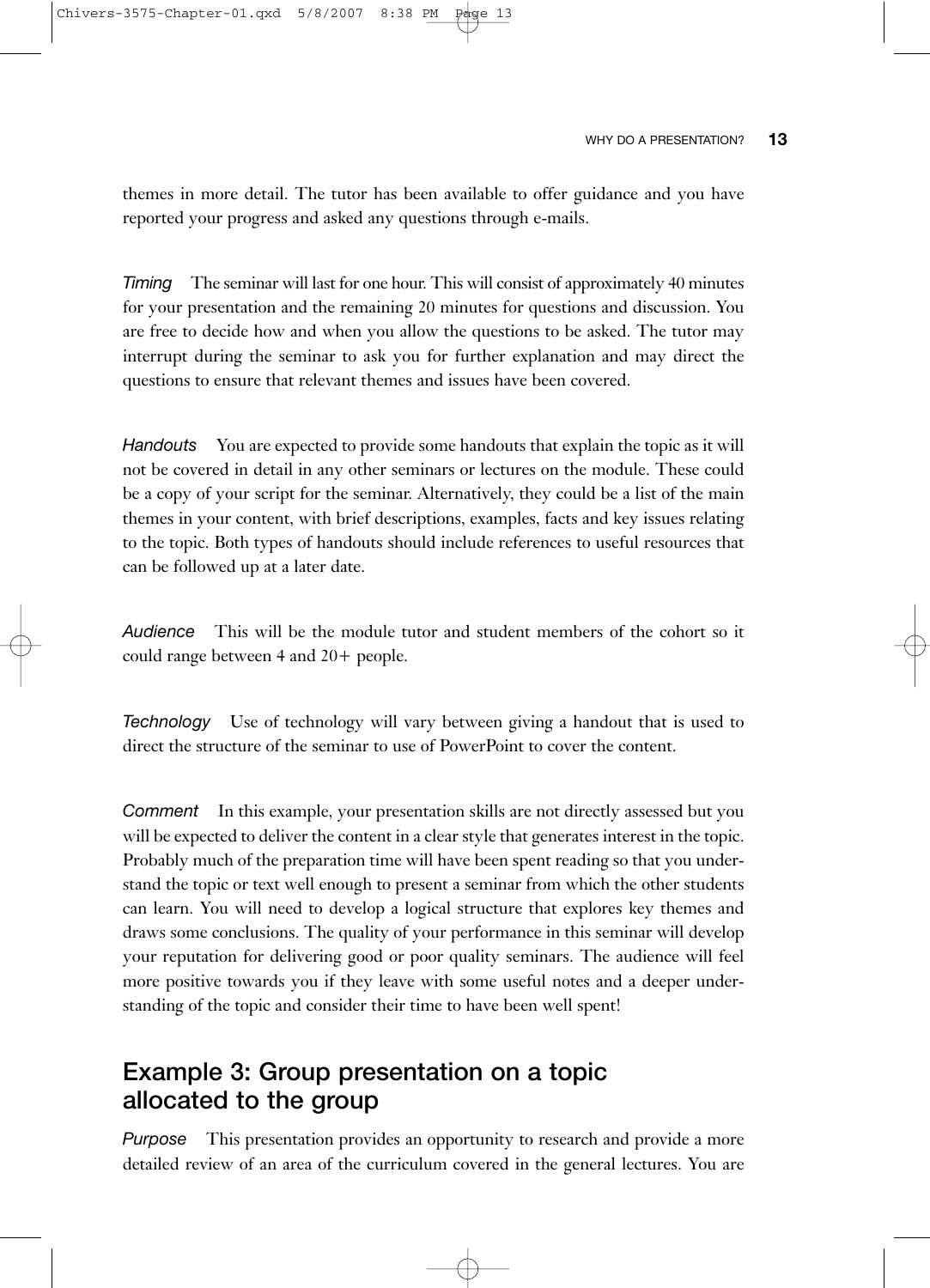themes in more detail. The tutor has been available to offer guidance and you have reported your progress and asked any questions through e-mails.

*Timing* The seminar will last for one hour. This will consist of approximately 40 minutes for your presentation and the remaining 20 minutes for questions and discussion. You are free to decide how and when you allow the questions to be asked. The tutor may interrupt during the seminar to ask you for further explanation and may direct the questions to ensure that relevant themes and issues have been covered.

*Handouts* You are expected to provide some handouts that explain the topic as it will not be covered in detail in any other seminars or lectures on the module. These could be a copy of your script for the seminar. Alternatively, they could be a list of the main themes in your content, with brief descriptions, examples, facts and key issues relating to the topic. Both types of handouts should include references to useful resources that can be followed up at a later date.

*Audience* This will be the module tutor and student members of the cohort so it could range between 4 and 20+ people.

*Technology* Use of technology will vary between giving a handout that is used to direct the structure of the seminar to use of PowerPoint to cover the content.

*Comment* In this example, your presentation skills are not directly assessed but you will be expected to deliver the content in a clear style that generates interest in the topic. Probably much of the preparation time will have been spent reading so that you understand the topic or text well enough to present a seminar from which the other students can learn. You will need to develop a logical structure that explores key themes and draws some conclusions. The quality of your performance in this seminar will develop your reputation for delivering good or poor quality seminars. The audience will feel more positive towards you if they leave with some useful notes and a deeper understanding of the topic and consider their time to have been well spent!

## Example 3: Group presentation on a topic allocated to the group

*Purpose* This presentation provides an opportunity to research and provide a more detailed review of an area of the curriculum covered in the general lectures. You are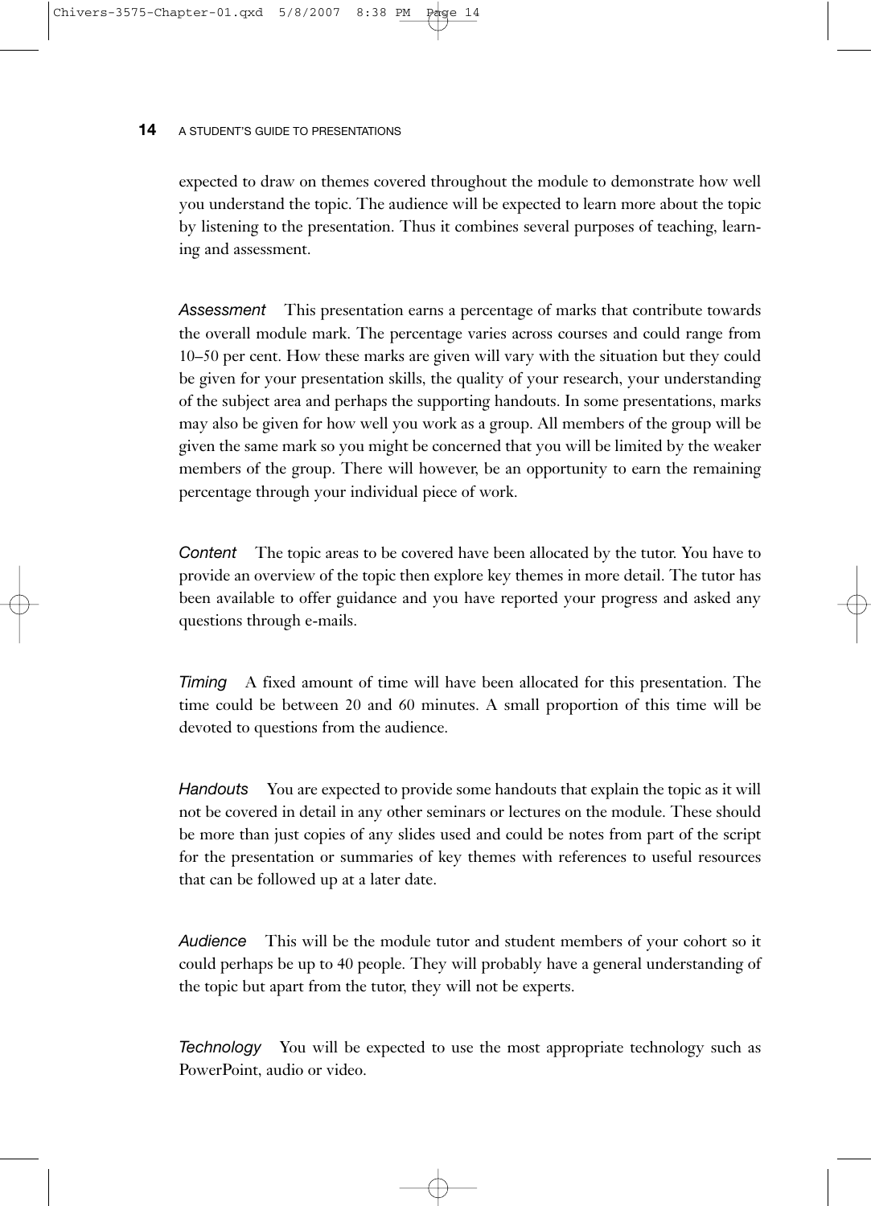expected to draw on themes covered throughout the module to demonstrate how well you understand the topic. The audience will be expected to learn more about the topic by listening to the presentation. Thus it combines several purposes of teaching, learning and assessment.

*Assessment* This presentation earns a percentage of marks that contribute towards the overall module mark. The percentage varies across courses and could range from 10–50 per cent. How these marks are given will vary with the situation but they could be given for your presentation skills, the quality of your research, your understanding of the subject area and perhaps the supporting handouts. In some presentations, marks may also be given for how well you work as a group. All members of the group will be given the same mark so you might be concerned that you will be limited by the weaker members of the group. There will however, be an opportunity to earn the remaining percentage through your individual piece of work.

*Content* The topic areas to be covered have been allocated by the tutor. You have to provide an overview of the topic then explore key themes in more detail. The tutor has been available to offer guidance and you have reported your progress and asked any questions through e-mails.

*Timing* A fixed amount of time will have been allocated for this presentation. The time could be between 20 and 60 minutes. A small proportion of this time will be devoted to questions from the audience.

*Handouts* You are expected to provide some handouts that explain the topic as it will not be covered in detail in any other seminars or lectures on the module. These should be more than just copies of any slides used and could be notes from part of the script for the presentation or summaries of key themes with references to useful resources that can be followed up at a later date.

*Audience* This will be the module tutor and student members of your cohort so it could perhaps be up to 40 people. They will probably have a general understanding of the topic but apart from the tutor, they will not be experts.

*Technology* You will be expected to use the most appropriate technology such as PowerPoint, audio or video.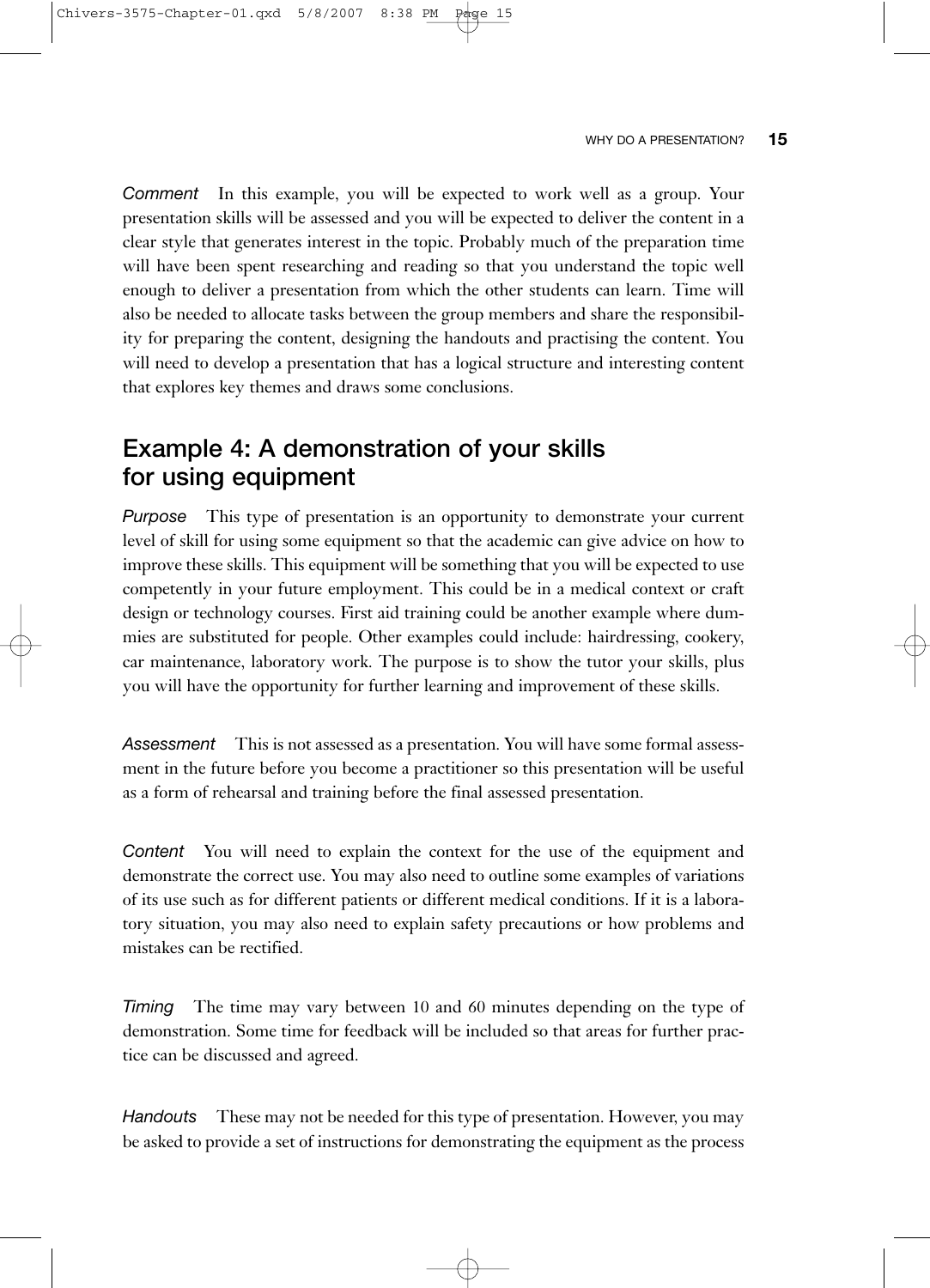*Comment* In this example, you will be expected to work well as a group. Your presentation skills will be assessed and you will be expected to deliver the content in a clear style that generates interest in the topic. Probably much of the preparation time will have been spent researching and reading so that you understand the topic well enough to deliver a presentation from which the other students can learn. Time will also be needed to allocate tasks between the group members and share the responsibility for preparing the content, designing the handouts and practising the content. You will need to develop a presentation that has a logical structure and interesting content that explores key themes and draws some conclusions.

## Example 4: A demonstration of your skills for using equipment

*Purpose* This type of presentation is an opportunity to demonstrate your current level of skill for using some equipment so that the academic can give advice on how to improve these skills. This equipment will be something that you will be expected to use competently in your future employment. This could be in a medical context or craft design or technology courses. First aid training could be another example where dummies are substituted for people. Other examples could include: hairdressing, cookery, car maintenance, laboratory work. The purpose is to show the tutor your skills, plus you will have the opportunity for further learning and improvement of these skills.

*Assessment* This is not assessed as a presentation. You will have some formal assessment in the future before you become a practitioner so this presentation will be useful as a form of rehearsal and training before the final assessed presentation.

*Content* You will need to explain the context for the use of the equipment and demonstrate the correct use. You may also need to outline some examples of variations of its use such as for different patients or different medical conditions. If it is a laboratory situation, you may also need to explain safety precautions or how problems and mistakes can be rectified.

*Timing* The time may vary between 10 and 60 minutes depending on the type of demonstration. Some time for feedback will be included so that areas for further practice can be discussed and agreed.

*Handouts* These may not be needed for this type of presentation. However, you may be asked to provide a set of instructions for demonstrating the equipment as the process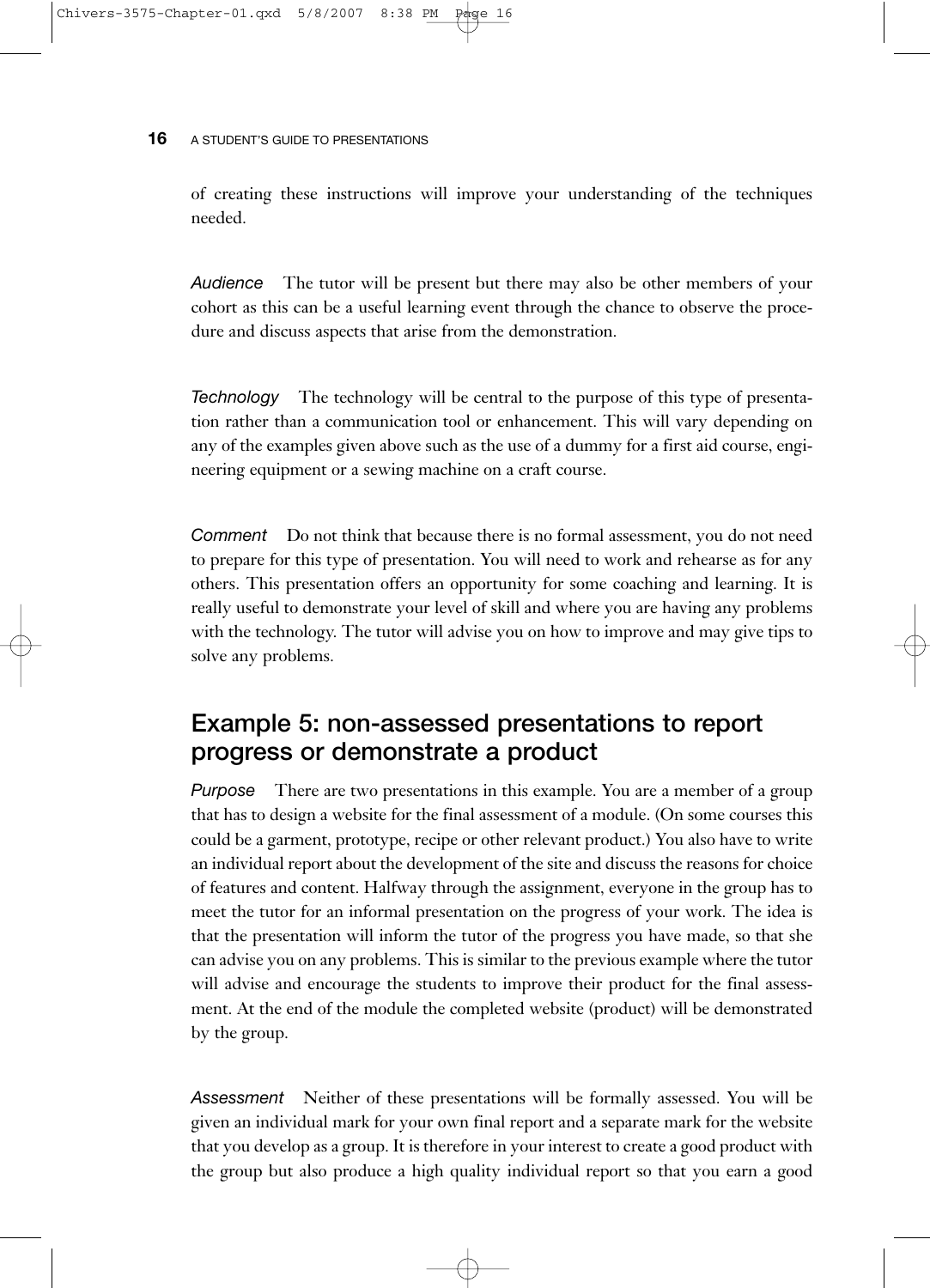of creating these instructions will improve your understanding of the techniques needed.

*Audience* The tutor will be present but there may also be other members of your cohort as this can be a useful learning event through the chance to observe the procedure and discuss aspects that arise from the demonstration.

*Technology* The technology will be central to the purpose of this type of presentation rather than a communication tool or enhancement. This will vary depending on any of the examples given above such as the use of a dummy for a first aid course, engineering equipment or a sewing machine on a craft course.

*Comment* Do not think that because there is no formal assessment, you do not need to prepare for this type of presentation. You will need to work and rehearse as for any others. This presentation offers an opportunity for some coaching and learning. It is really useful to demonstrate your level of skill and where you are having any problems with the technology. The tutor will advise you on how to improve and may give tips to solve any problems.

## Example 5: non-assessed presentations to report progress or demonstrate a product

*Purpose* There are two presentations in this example. You are a member of a group that has to design a website for the final assessment of a module. (On some courses this could be a garment, prototype, recipe or other relevant product.) You also have to write an individual report about the development of the site and discuss the reasons for choice of features and content. Halfway through the assignment, everyone in the group has to meet the tutor for an informal presentation on the progress of your work. The idea is that the presentation will inform the tutor of the progress you have made, so that she can advise you on any problems. This is similar to the previous example where the tutor will advise and encourage the students to improve their product for the final assessment. At the end of the module the completed website (product) will be demonstrated by the group.

*Assessment* Neither of these presentations will be formally assessed. You will be given an individual mark for your own final report and a separate mark for the website that you develop as a group. It is therefore in your interest to create a good product with the group but also produce a high quality individual report so that you earn a good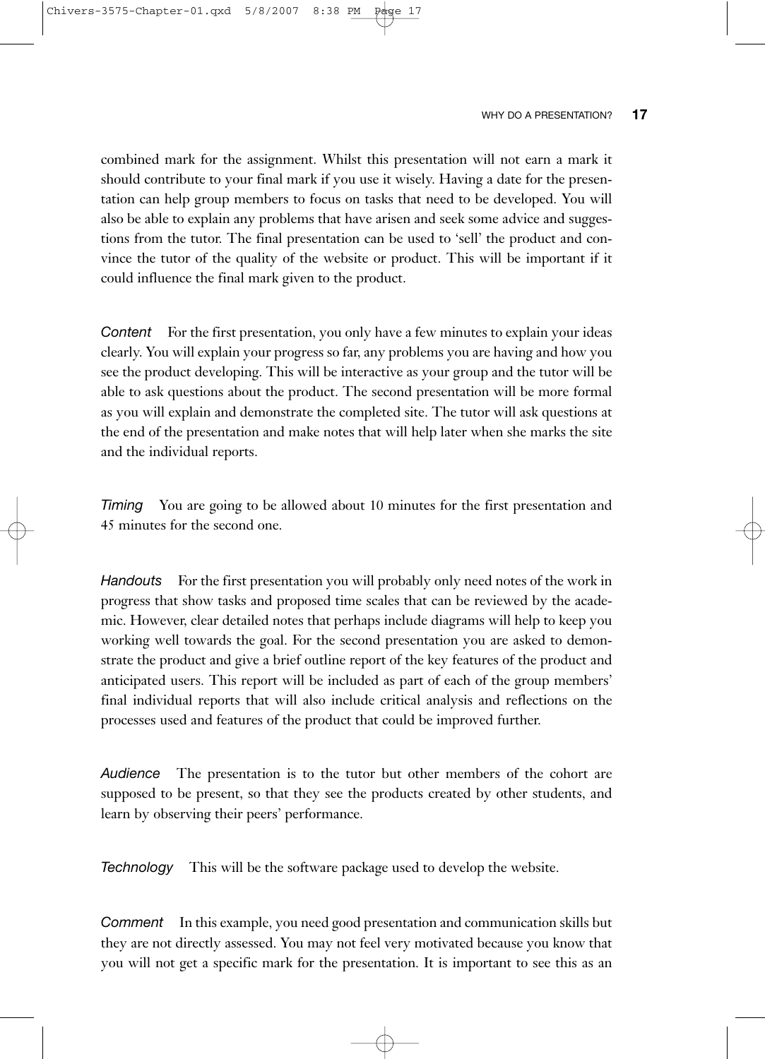combined mark for the assignment. Whilst this presentation will not earn a mark it should contribute to your final mark if you use it wisely. Having a date for the presentation can help group members to focus on tasks that need to be developed. You will also be able to explain any problems that have arisen and seek some advice and suggestions from the tutor. The final presentation can be used to 'sell' the product and convince the tutor of the quality of the website or product. This will be important if it could influence the final mark given to the product.

*Content* For the first presentation, you only have a few minutes to explain your ideas clearly. You will explain your progress so far, any problems you are having and how you see the product developing. This will be interactive as your group and the tutor will be able to ask questions about the product. The second presentation will be more formal as you will explain and demonstrate the completed site. The tutor will ask questions at the end of the presentation and make notes that will help later when she marks the site and the individual reports.

*Timing* You are going to be allowed about 10 minutes for the first presentation and 45 minutes for the second one.

*Handouts* For the first presentation you will probably only need notes of the work in progress that show tasks and proposed time scales that can be reviewed by the academic. However, clear detailed notes that perhaps include diagrams will help to keep you working well towards the goal. For the second presentation you are asked to demonstrate the product and give a brief outline report of the key features of the product and anticipated users. This report will be included as part of each of the group members' final individual reports that will also include critical analysis and reflections on the processes used and features of the product that could be improved further.

*Audience* The presentation is to the tutor but other members of the cohort are supposed to be present, so that they see the products created by other students, and learn by observing their peers' performance.

*Technology* This will be the software package used to develop the website.

*Comment* In this example, you need good presentation and communication skills but they are not directly assessed. You may not feel very motivated because you know that you will not get a specific mark for the presentation. It is important to see this as an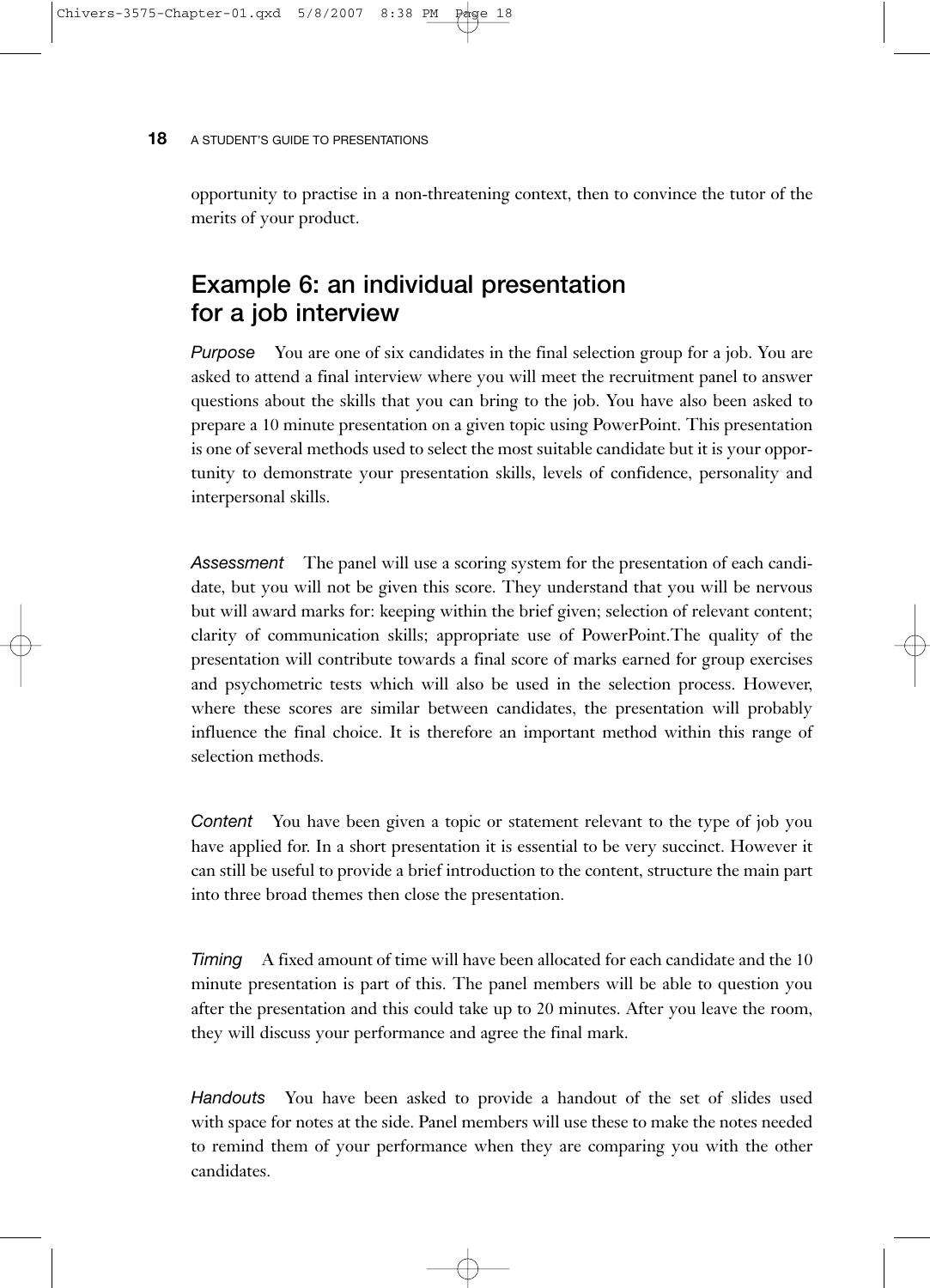opportunity to practise in a non-threatening context, then to convince the tutor of the merits of your product.

## Example 6: an individual presentation for a job interview

*Purpose* You are one of six candidates in the final selection group for a job. You are asked to attend a final interview where you will meet the recruitment panel to answer questions about the skills that you can bring to the job. You have also been asked to prepare a 10 minute presentation on a given topic using PowerPoint. This presentation is one of several methods used to select the most suitable candidate but it is your opportunity to demonstrate your presentation skills, levels of confidence, personality and interpersonal skills.

*Assessment* The panel will use a scoring system for the presentation of each candidate, but you will not be given this score. They understand that you will be nervous but will award marks for: keeping within the brief given; selection of relevant content; clarity of communication skills; appropriate use of PowerPoint.The quality of the presentation will contribute towards a final score of marks earned for group exercises and psychometric tests which will also be used in the selection process. However, where these scores are similar between candidates, the presentation will probably influence the final choice. It is therefore an important method within this range of selection methods.

*Content* You have been given a topic or statement relevant to the type of job you have applied for. In a short presentation it is essential to be very succinct. However it can still be useful to provide a brief introduction to the content, structure the main part into three broad themes then close the presentation.

*Timing* A fixed amount of time will have been allocated for each candidate and the 10 minute presentation is part of this. The panel members will be able to question you after the presentation and this could take up to 20 minutes. After you leave the room, they will discuss your performance and agree the final mark.

*Handouts* You have been asked to provide a handout of the set of slides used with space for notes at the side. Panel members will use these to make the notes needed to remind them of your performance when they are comparing you with the other candidates.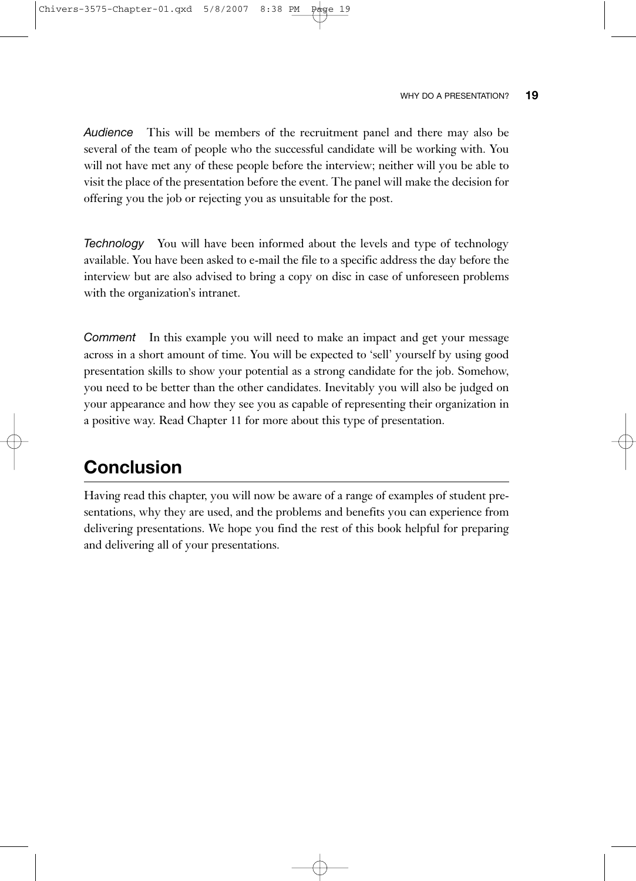*Audience* This will be members of the recruitment panel and there may also be several of the team of people who the successful candidate will be working with. You will not have met any of these people before the interview; neither will you be able to visit the place of the presentation before the event. The panel will make the decision for offering you the job or rejecting you as unsuitable for the post.

*Technology* You will have been informed about the levels and type of technology available. You have been asked to e-mail the file to a specific address the day before the interview but are also advised to bring a copy on disc in case of unforeseen problems with the organization's intranet.

*Comment* In this example you will need to make an impact and get your message across in a short amount of time. You will be expected to 'sell' yourself by using good presentation skills to show your potential as a strong candidate for the job. Somehow, you need to be better than the other candidates. Inevitably you will also be judged on your appearance and how they see you as capable of representing their organization in a positive way. Read Chapter 11 for more about this type of presentation.

## Conclusion

Having read this chapter, you will now be aware of a range of examples of student presentations, why they are used, and the problems and benefits you can experience from delivering presentations. We hope you find the rest of this book helpful for preparing and delivering all of your presentations.